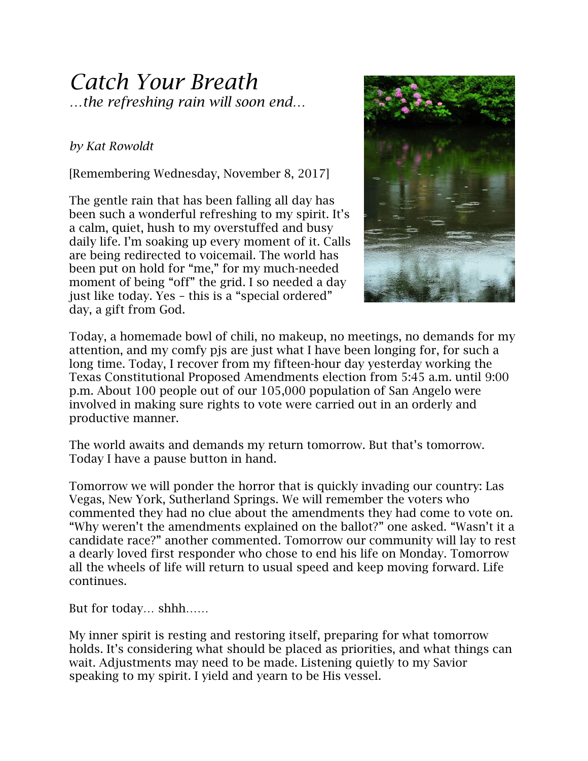# *Catch Your Breath*

*…the refreshing rain will soon end…*

*by Kat Rowoldt*

[Remembering Wednesday, November 8, 2017]

The gentle rain that has been falling all day has been such a wonderful refreshing to my spirit. It's a calm, quiet, hush to my overstuffed and busy daily life. I'm soaking up every moment of it. Calls are being redirected to voicemail. The world has been put on hold for "me," for my much-needed moment of being "off" the grid. I so needed a day just like today. Yes – this is a "special ordered" day, a gift from God.

Today, a homemade bowl of chili, no makeup, no meetings, no demands for my attention, and my comfy pjs are just what I have been longing for, for such a long time. Today, I recover from my fifteen-hour day yesterday working the Texas Constitutional Proposed Amendments election from 5:45 a.m. until 9:00 p.m. About 100 people out of our 105,000 population of San Angelo were involved in making sure rights to vote were carried out in an orderly and productive manner.

The world awaits and demands my return tomorrow. But that's tomorrow. Today I have a pause button in hand.

Tomorrow we will ponder the horror that is quickly invading our country: Las Vegas, New York, Sutherland Springs. We will remember the voters who commented they had no clue about the amendments they had come to vote on. "Why weren't the amendments explained on the ballot?" one asked. "Wasn't it a candidate race?" another commented. Tomorrow our community will lay to rest a dearly loved first responder who chose to end his life on Monday. Tomorrow all the wheels of life will return to usual speed and keep moving forward. Life continues.

But for today… shhh……

My inner spirit is resting and restoring itself, preparing for what tomorrow holds. It's considering what should be placed as priorities, and what things can wait. Adjustments may need to be made. Listening quietly to my Savior speaking to my spirit. I yield and yearn to be His vessel.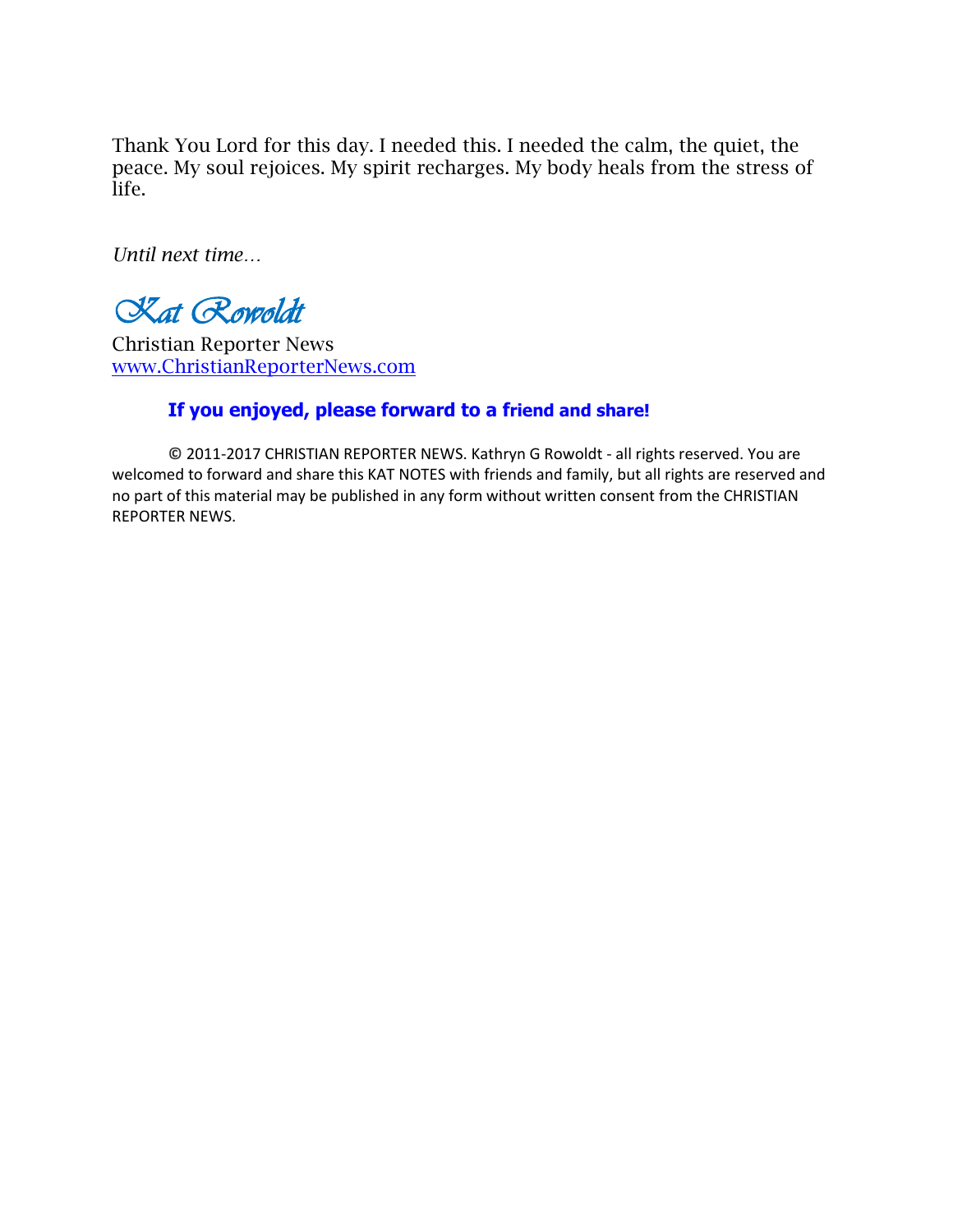Thank You Lord for this day. I needed this. I needed the calm, the quiet, the peace. My soul rejoices. My spirit recharges. My body heals from the stress of life.

*Until next time…*

*Kat Rowoldt*

Christian Reporter News
www.ChristianReporterNews.com

**If you enjoyed, please forward to a friend and share!**

© 2011-2017 CHRISTIAN REPORTER NEWS. Kathryn G Rowoldt - all rights reserved. You are welcomed to forward and share this KAT NOTES with friends and family, but all rights are reserved and no part of this material may be published in any form without written consent from the CHRISTIAN REPORTER NEWS.